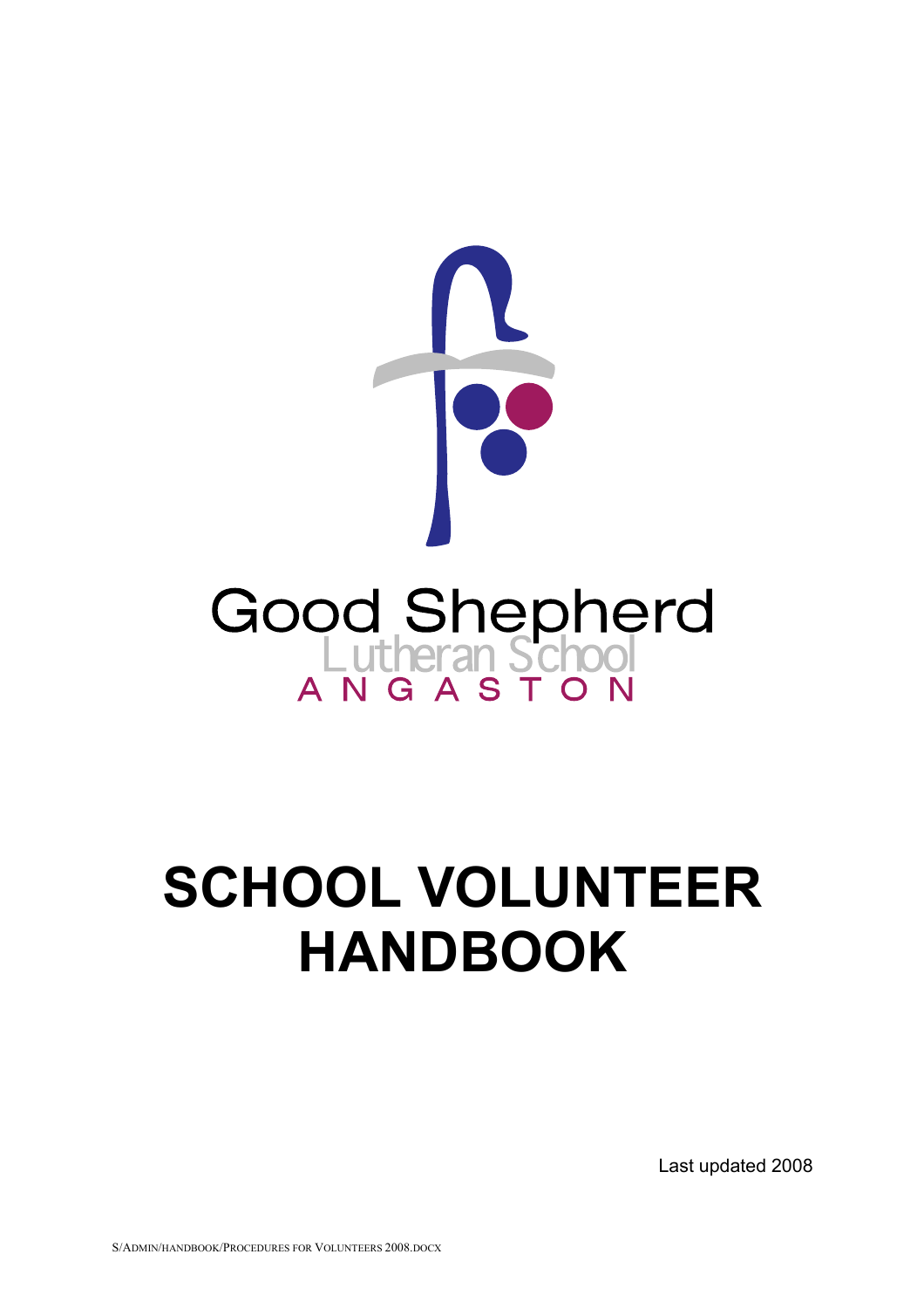Good Shepherd

Lutheran School

ANGASTON

# SCHOOL VOLUNTEER HANDBOOK

Last updated 2008

S/ADMIN/HANDBOOK/PROCEDURES FOR VOLUNTEERS 2008.DOCX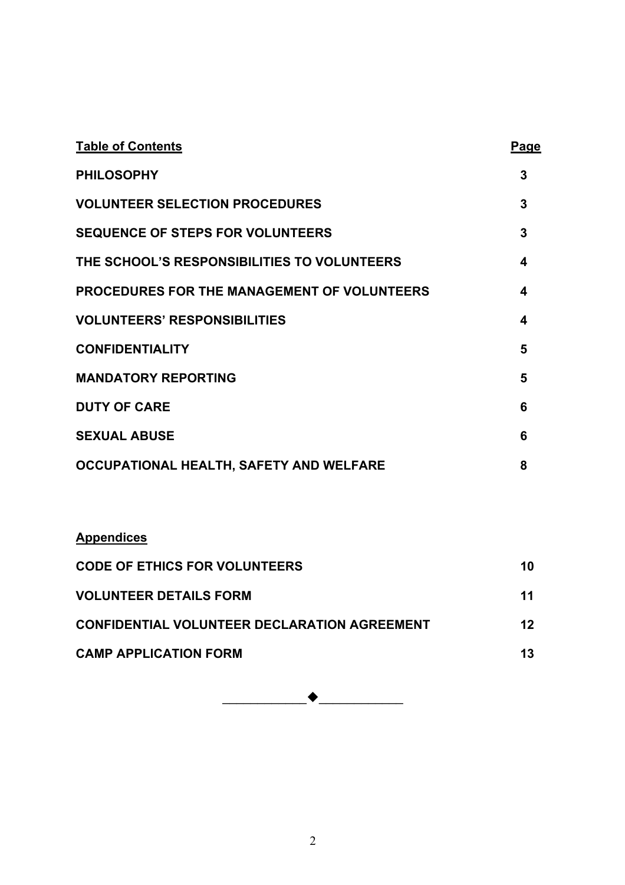| **Table of Contents** | **Page** |
|---|---|
| **PHILOSOPHY** | **3** |
| **VOLUNTEER SELECTION PROCEDURES** | **3** |
| **SEQUENCE OF STEPS FOR VOLUNTEERS** | **3** |
| **THE SCHOOL'S RESPONSIBILITIES TO VOLUNTEERS** | **4** |
| **PROCEDURES FOR THE MANAGEMENT OF VOLUNTEERS** | **4** |
| **VOLUNTEERS' RESPONSIBILITIES** | **4** |
| **CONFIDENTIALITY** | **5** |
| **MANDATORY REPORTING** | **5** |
| **DUTY OF CARE** | **6** |
| **SEXUAL ABUSE** | **6** |
| **OCCUPATIONAL HEALTH, SAFETY AND WELFARE** | **8** |

| **Appendices** | |
|---|---|
| **CODE OF ETHICS FOR VOLUNTEERS** | **10** |
| **VOLUNTEER DETAILS FORM** | **11** |
| **CONFIDENTIAL VOLUNTEER DECLARATION AGREEMENT** | **12** |
| **CAMP APPLICATION FORM** | **13** |

◆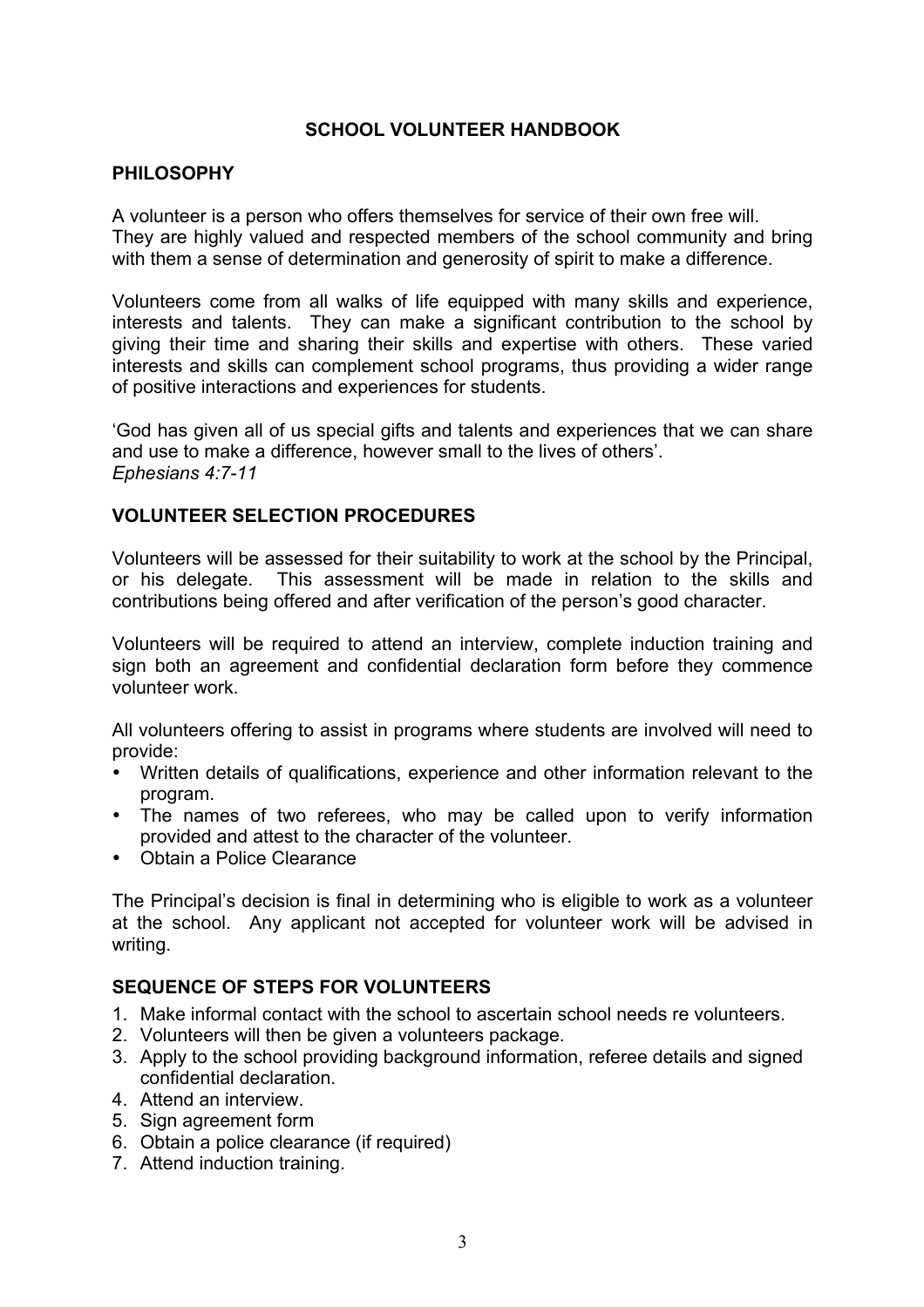# SCHOOL VOLUNTEER HANDBOOK

## PHILOSOPHY

A volunteer is a person who offers themselves for service of their own free will. They are highly valued and respected members of the school community and bring with them a sense of determination and generosity of spirit to make a difference.

Volunteers come from all walks of life equipped with many skills and experience, interests and talents. They can make a significant contribution to the school by giving their time and sharing their skills and expertise with others. These varied interests and skills can complement school programs, thus providing a wider range of positive interactions and experiences for students.

'God has given all of us special gifts and talents and experiences that we can share and use to make a difference, however small to the lives of others'.
*Ephesians 4:7-11*

## VOLUNTEER SELECTION PROCEDURES

Volunteers will be assessed for their suitability to work at the school by the Principal, or his delegate. This assessment will be made in relation to the skills and contributions being offered and after verification of the person's good character.

Volunteers will be required to attend an interview, complete induction training and sign both an agreement and confidential declaration form before they commence volunteer work.

All volunteers offering to assist in programs where students are involved will need to provide:

- Written details of qualifications, experience and other information relevant to the program.
- The names of two referees, who may be called upon to verify information provided and attest to the character of the volunteer.
- Obtain a Police Clearance

The Principal's decision is final in determining who is eligible to work as a volunteer at the school. Any applicant not accepted for volunteer work will be advised in writing.

## SEQUENCE OF STEPS FOR VOLUNTEERS

1. Make informal contact with the school to ascertain school needs re volunteers.
2. Volunteers will then be given a volunteers package.
3. Apply to the school providing background information, referee details and signed confidential declaration.
4. Attend an interview.
5. Sign agreement form
6. Obtain a police clearance (if required)
7. Attend induction training.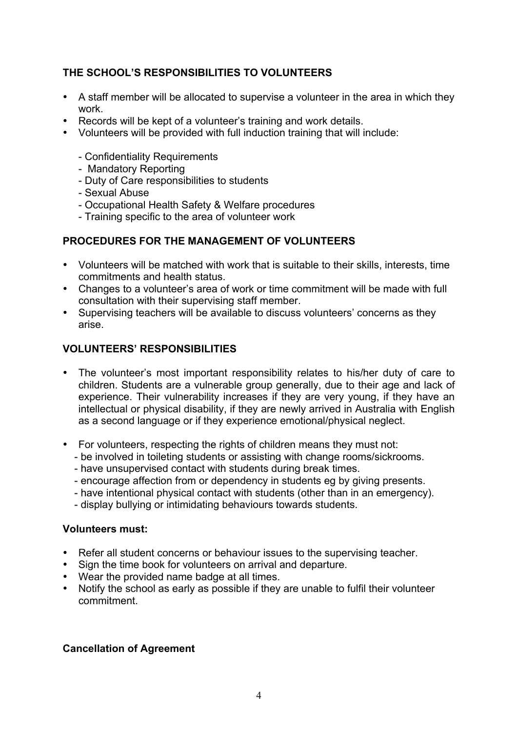## THE SCHOOL'S RESPONSIBILITIES TO VOLUNTEERS

- A staff member will be allocated to supervise a volunteer in the area in which they work.
- Records will be kept of a volunteer's training and work details.
- Volunteers will be provided with full induction training that will include:

    - Confidentiality Requirements
    - Mandatory Reporting
    - Duty of Care responsibilities to students
    - Sexual Abuse
    - Occupational Health Safety & Welfare procedures
    - Training specific to the area of volunteer work

## PROCEDURES FOR THE MANAGEMENT OF VOLUNTEERS

- Volunteers will be matched with work that is suitable to their skills, interests, time commitments and health status.
- Changes to a volunteer's area of work or time commitment will be made with full consultation with their supervising staff member.
- Supervising teachers will be available to discuss volunteers' concerns as they arise.

## VOLUNTEERS' RESPONSIBILITIES

- The volunteer's most important responsibility relates to his/her duty of care to children. Students are a vulnerable group generally, due to their age and lack of experience. Their vulnerability increases if they are very young, if they have an intellectual or physical disability, if they are newly arrived in Australia with English as a second language or if they experience emotional/physical neglect.

- For volunteers, respecting the rights of children means they must not:
    - be involved in toileting students or assisting with change rooms/sickrooms.
    - have unsupervised contact with students during break times.
    - encourage affection from or dependency in students eg by giving presents.
    - have intentional physical contact with students (other than in an emergency).
    - display bullying or intimidating behaviours towards students.

**Volunteers must:**

- Refer all student concerns or behaviour issues to the supervising teacher.
- Sign the time book for volunteers on arrival and departure.
- Wear the provided name badge at all times.
- Notify the school as early as possible if they are unable to fulfil their volunteer commitment.

**Cancellation of Agreement**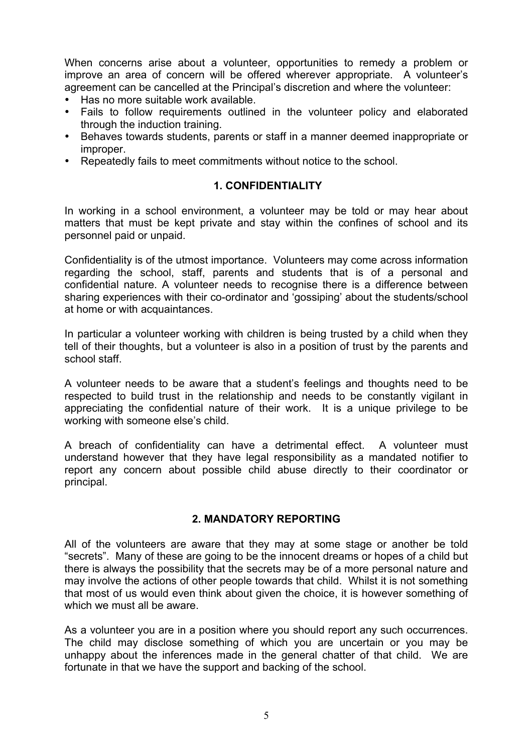When concerns arise about a volunteer, opportunities to remedy a problem or improve an area of concern will be offered wherever appropriate. A volunteer's agreement can be cancelled at the Principal's discretion and where the volunteer:

- Has no more suitable work available.
- Fails to follow requirements outlined in the volunteer policy and elaborated through the induction training.
- Behaves towards students, parents or staff in a manner deemed inappropriate or improper.
- Repeatedly fails to meet commitments without notice to the school.

## 1. CONFIDENTIALITY

In working in a school environment, a volunteer may be told or may hear about matters that must be kept private and stay within the confines of school and its personnel paid or unpaid.

Confidentiality is of the utmost importance. Volunteers may come across information regarding the school, staff, parents and students that is of a personal and confidential nature. A volunteer needs to recognise there is a difference between sharing experiences with their co-ordinator and 'gossiping' about the students/school at home or with acquaintances.

In particular a volunteer working with children is being trusted by a child when they tell of their thoughts, but a volunteer is also in a position of trust by the parents and school staff.

A volunteer needs to be aware that a student's feelings and thoughts need to be respected to build trust in the relationship and needs to be constantly vigilant in appreciating the confidential nature of their work. It is a unique privilege to be working with someone else's child.

A breach of confidentiality can have a detrimental effect. A volunteer must understand however that they have legal responsibility as a mandated notifier to report any concern about possible child abuse directly to their coordinator or principal.

## 2. MANDATORY REPORTING

All of the volunteers are aware that they may at some stage or another be told "secrets". Many of these are going to be the innocent dreams or hopes of a child but there is always the possibility that the secrets may be of a more personal nature and may involve the actions of other people towards that child. Whilst it is not something that most of us would even think about given the choice, it is however something of which we must all be aware.

As a volunteer you are in a position where you should report any such occurrences. The child may disclose something of which you are uncertain or you may be unhappy about the inferences made in the general chatter of that child. We are fortunate in that we have the support and backing of the school.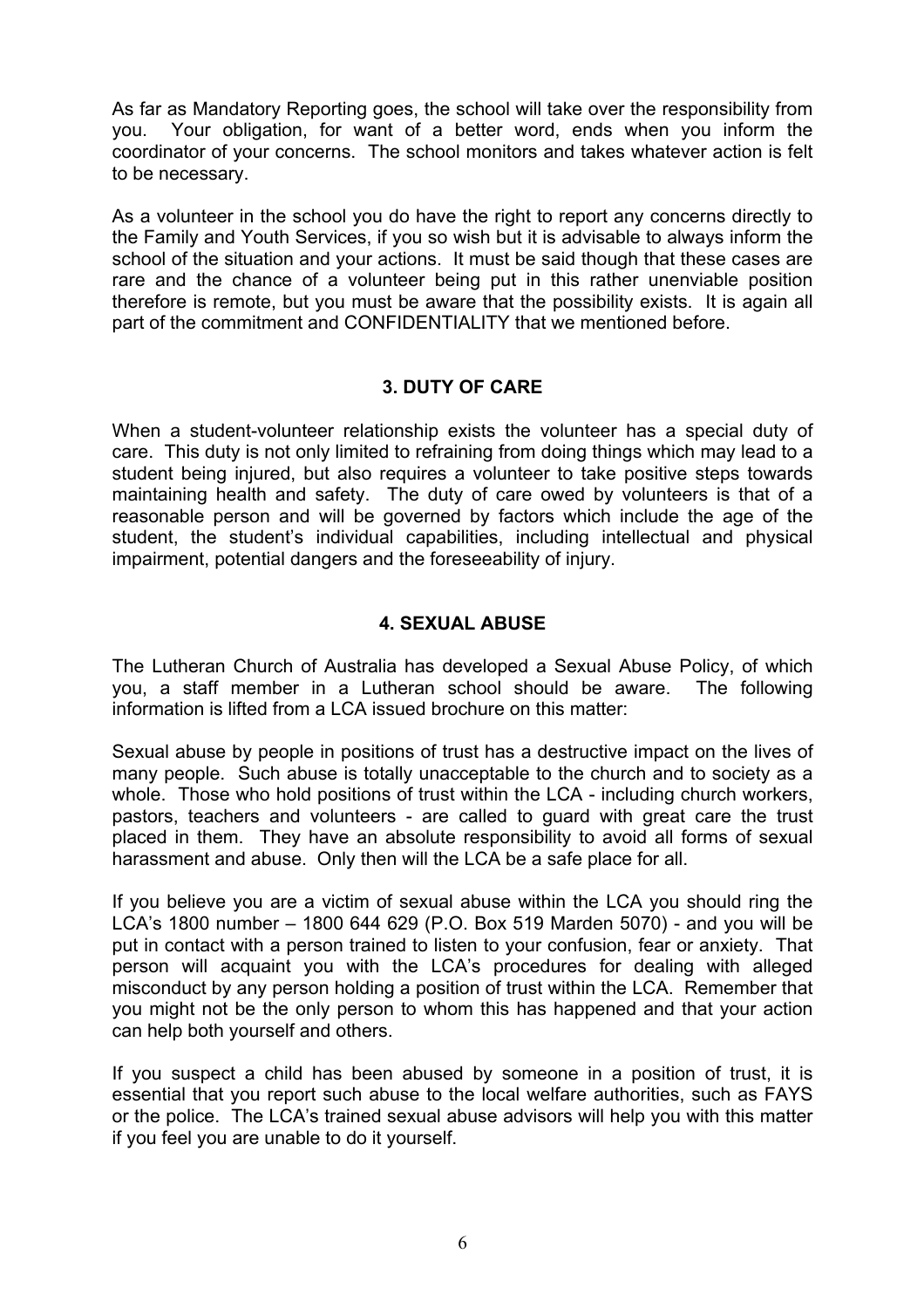As far as Mandatory Reporting goes, the school will take over the responsibility from you. Your obligation, for want of a better word, ends when you inform the coordinator of your concerns. The school monitors and takes whatever action is felt to be necessary.

As a volunteer in the school you do have the right to report any concerns directly to the Family and Youth Services, if you so wish but it is advisable to always inform the school of the situation and your actions. It must be said though that these cases are rare and the chance of a volunteer being put in this rather unenviable position therefore is remote, but you must be aware that the possibility exists. It is again all part of the commitment and CONFIDENTIALITY that we mentioned before.

## 3. DUTY OF CARE

When a student-volunteer relationship exists the volunteer has a special duty of care. This duty is not only limited to refraining from doing things which may lead to a student being injured, but also requires a volunteer to take positive steps towards maintaining health and safety. The duty of care owed by volunteers is that of a reasonable person and will be governed by factors which include the age of the student, the student's individual capabilities, including intellectual and physical impairment, potential dangers and the foreseeability of injury.

## 4. SEXUAL ABUSE

The Lutheran Church of Australia has developed a Sexual Abuse Policy, of which you, a staff member in a Lutheran school should be aware. The following information is lifted from a LCA issued brochure on this matter:

Sexual abuse by people in positions of trust has a destructive impact on the lives of many people. Such abuse is totally unacceptable to the church and to society as a whole. Those who hold positions of trust within the LCA - including church workers, pastors, teachers and volunteers - are called to guard with great care the trust placed in them. They have an absolute responsibility to avoid all forms of sexual harassment and abuse. Only then will the LCA be a safe place for all.

If you believe you are a victim of sexual abuse within the LCA you should ring the LCA's 1800 number – 1800 644 629 (P.O. Box 519 Marden 5070) - and you will be put in contact with a person trained to listen to your confusion, fear or anxiety. That person will acquaint you with the LCA's procedures for dealing with alleged misconduct by any person holding a position of trust within the LCA. Remember that you might not be the only person to whom this has happened and that your action can help both yourself and others.

If you suspect a child has been abused by someone in a position of trust, it is essential that you report such abuse to the local welfare authorities, such as FAYS or the police. The LCA's trained sexual abuse advisors will help you with this matter if you feel you are unable to do it yourself.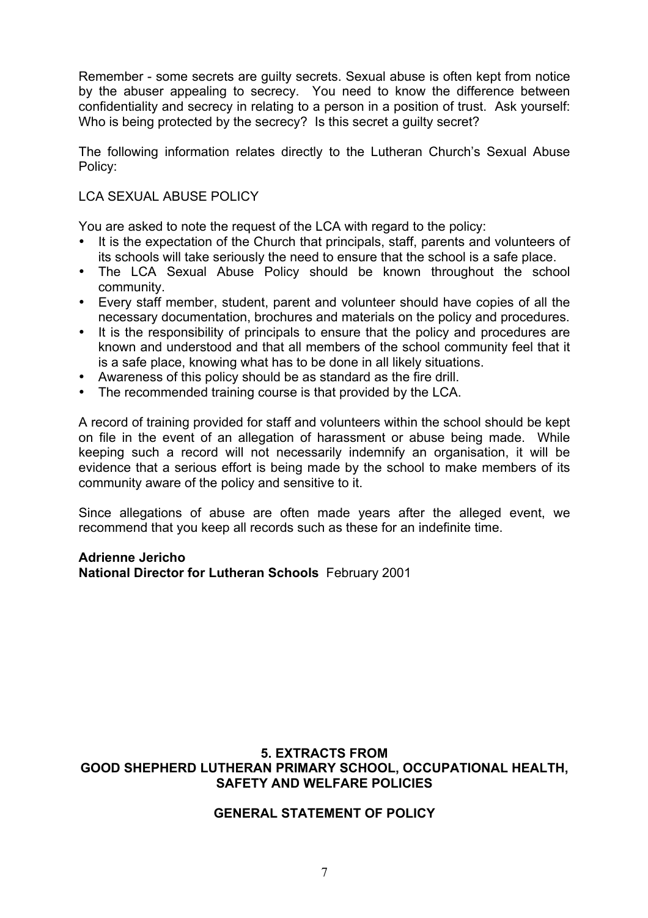Remember - some secrets are guilty secrets. Sexual abuse is often kept from notice by the abuser appealing to secrecy. You need to know the difference between confidentiality and secrecy in relating to a person in a position of trust. Ask yourself: Who is being protected by the secrecy? Is this secret a guilty secret?

The following information relates directly to the Lutheran Church's Sexual Abuse Policy:

LCA SEXUAL ABUSE POLICY

You are asked to note the request of the LCA with regard to the policy:

- It is the expectation of the Church that principals, staff, parents and volunteers of its schools will take seriously the need to ensure that the school is a safe place.
- The LCA Sexual Abuse Policy should be known throughout the school community.
- Every staff member, student, parent and volunteer should have copies of all the necessary documentation, brochures and materials on the policy and procedures.
- It is the responsibility of principals to ensure that the policy and procedures are known and understood and that all members of the school community feel that it is a safe place, knowing what has to be done in all likely situations.
- Awareness of this policy should be as standard as the fire drill.
- The recommended training course is that provided by the LCA.

A record of training provided for staff and volunteers within the school should be kept on file in the event of an allegation of harassment or abuse being made. While keeping such a record will not necessarily indemnify an organisation, it will be evidence that a serious effort is being made by the school to make members of its community aware of the policy and sensitive to it.

Since allegations of abuse are often made years after the alleged event, we recommend that you keep all records such as these for an indefinite time.

**Adrienne Jericho**
**National Director for Lutheran Schools** February 2001

## 5. EXTRACTS FROM GOOD SHEPHERD LUTHERAN PRIMARY SCHOOL, OCCUPATIONAL HEALTH, SAFETY AND WELFARE POLICIES

### GENERAL STATEMENT OF POLICY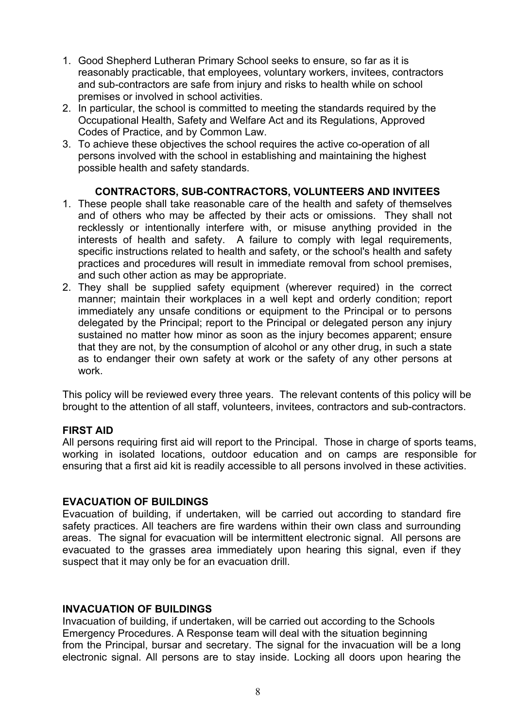1. Good Shepherd Lutheran Primary School seeks to ensure, so far as it is reasonably practicable, that employees, voluntary workers, invitees, contractors and sub-contractors are safe from injury and risks to health while on school premises or involved in school activities.
2. In particular, the school is committed to meeting the standards required by the Occupational Health, Safety and Welfare Act and its Regulations, Approved Codes of Practice, and by Common Law.
3. To achieve these objectives the school requires the active co-operation of all persons involved with the school in establishing and maintaining the highest possible health and safety standards.

**CONTRACTORS, SUB-CONTRACTORS, VOLUNTEERS AND INVITEES**

1. These people shall take reasonable care of the health and safety of themselves and of others who may be affected by their acts or omissions. They shall not recklessly or intentionally interfere with, or misuse anything provided in the interests of health and safety. A failure to comply with legal requirements, specific instructions related to health and safety, or the school's health and safety practices and procedures will result in immediate removal from school premises, and such other action as may be appropriate.
2. They shall be supplied safety equipment (wherever required) in the correct manner; maintain their workplaces in a well kept and orderly condition; report immediately any unsafe conditions or equipment to the Principal or to persons delegated by the Principal; report to the Principal or delegated person any injury sustained no matter how minor as soon as the injury becomes apparent; ensure that they are not, by the consumption of alcohol or any other drug, in such a state as to endanger their own safety at work or the safety of any other persons at work.

This policy will be reviewed every three years. The relevant contents of this policy will be brought to the attention of all staff, volunteers, invitees, contractors and sub-contractors.

**FIRST AID**

All persons requiring first aid will report to the Principal. Those in charge of sports teams, working in isolated locations, outdoor education and on camps are responsible for ensuring that a first aid kit is readily accessible to all persons involved in these activities.

**EVACUATION OF BUILDINGS**

Evacuation of building, if undertaken, will be carried out according to standard fire safety practices. All teachers are fire wardens within their own class and surrounding areas. The signal for evacuation will be intermittent electronic signal. All persons are evacuated to the grasses area immediately upon hearing this signal, even if they suspect that it may only be for an evacuation drill.

**INVACUATION OF BUILDINGS**

Invacuation of building, if undertaken, will be carried out according to the Schools Emergency Procedures. A Response team will deal with the situation beginning from the Principal, bursar and secretary. The signal for the invacuation will be a long electronic signal. All persons are to stay inside. Locking all doors upon hearing the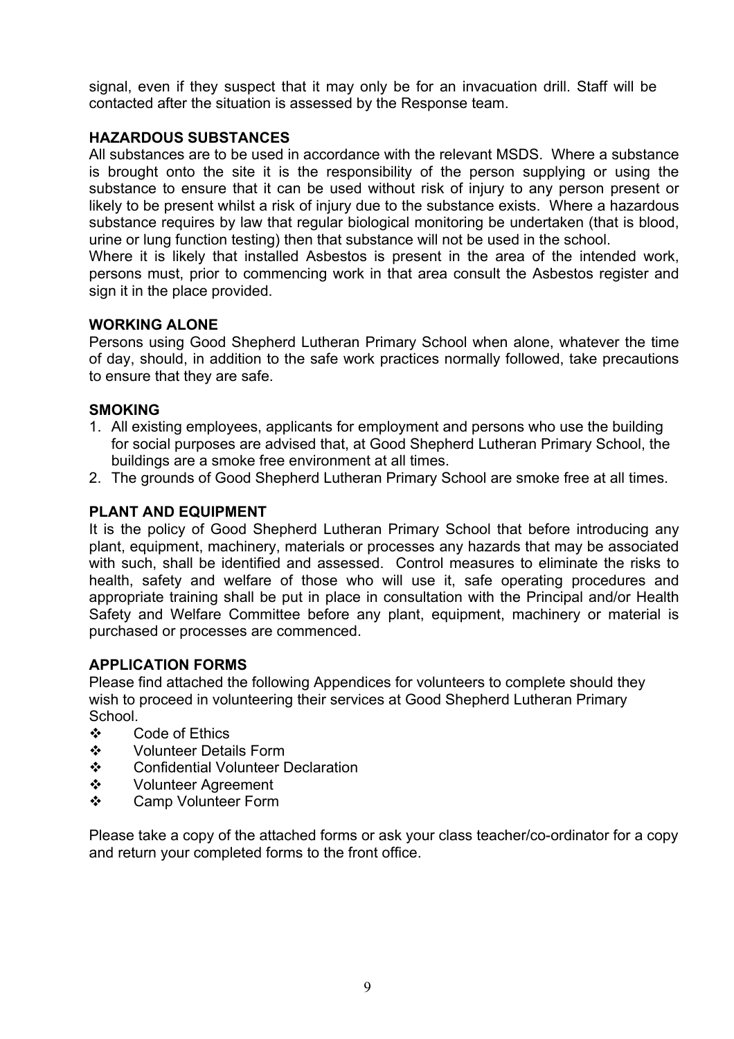signal, even if they suspect that it may only be for an invacuation drill. Staff will be contacted after the situation is assessed by the Response team.

**HAZARDOUS SUBSTANCES**

All substances are to be used in accordance with the relevant MSDS. Where a substance is brought onto the site it is the responsibility of the person supplying or using the substance to ensure that it can be used without risk of injury to any person present or likely to be present whilst a risk of injury due to the substance exists. Where a hazardous substance requires by law that regular biological monitoring be undertaken (that is blood, urine or lung function testing) then that substance will not be used in the school.

Where it is likely that installed Asbestos is present in the area of the intended work, persons must, prior to commencing work in that area consult the Asbestos register and sign it in the place provided.

**WORKING ALONE**

Persons using Good Shepherd Lutheran Primary School when alone, whatever the time of day, should, in addition to the safe work practices normally followed, take precautions to ensure that they are safe.

**SMOKING**

1. All existing employees, applicants for employment and persons who use the building for social purposes are advised that, at Good Shepherd Lutheran Primary School, the buildings are a smoke free environment at all times.
2. The grounds of Good Shepherd Lutheran Primary School are smoke free at all times.

**PLANT AND EQUIPMENT**

It is the policy of Good Shepherd Lutheran Primary School that before introducing any plant, equipment, machinery, materials or processes any hazards that may be associated with such, shall be identified and assessed. Control measures to eliminate the risks to health, safety and welfare of those who will use it, safe operating procedures and appropriate training shall be put in place in consultation with the Principal and/or Health Safety and Welfare Committee before any plant, equipment, machinery or material is purchased or processes are commenced.

**APPLICATION FORMS**

Please find attached the following Appendices for volunteers to complete should they wish to proceed in volunteering their services at Good Shepherd Lutheran Primary School.

- Code of Ethics
- Volunteer Details Form
- Confidential Volunteer Declaration
- Volunteer Agreement
- Camp Volunteer Form

Please take a copy of the attached forms or ask your class teacher/co-ordinator for a copy and return your completed forms to the front office.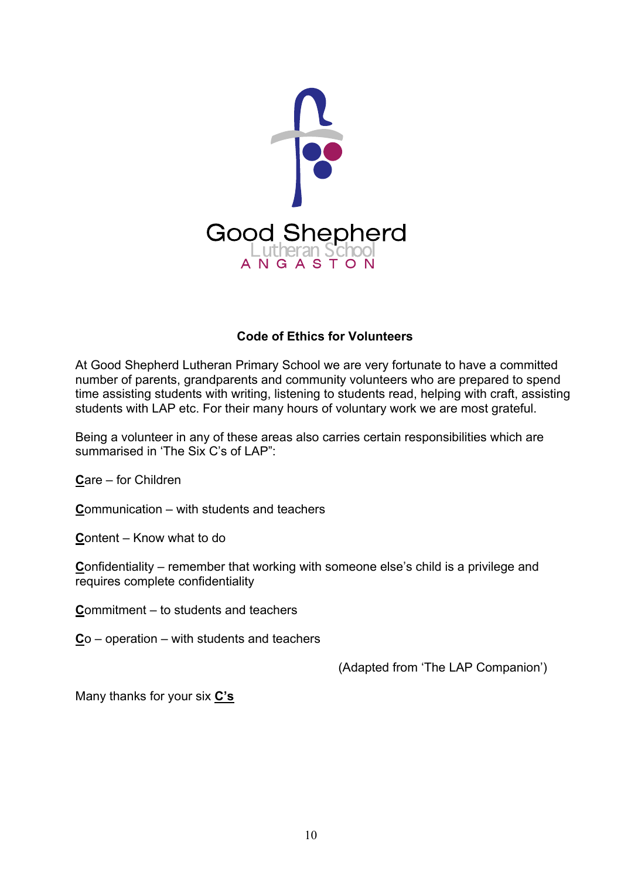Good Shepherd
Lutheran School
ANGASTON

**Code of Ethics for Volunteers**

At Good Shepherd Lutheran Primary School we are very fortunate to have a committed number of parents, grandparents and community volunteers who are prepared to spend time assisting students with writing, listening to students read, helping with craft, assisting students with LAP etc. For their many hours of voluntary work we are most grateful.

Being a volunteer in any of these areas also carries certain responsibilities which are summarised in 'The Six C's of LAP":

**C**are – for Children

**C**ommunication – with students and teachers

**C**ontent – Know what to do

**C**onfidentiality – remember that working with someone else's child is a privilege and requires complete confidentiality

**C**ommitment – to students and teachers

**C**o – operation – with students and teachers

(Adapted from 'The LAP Companion')

Many thanks for your six **C's**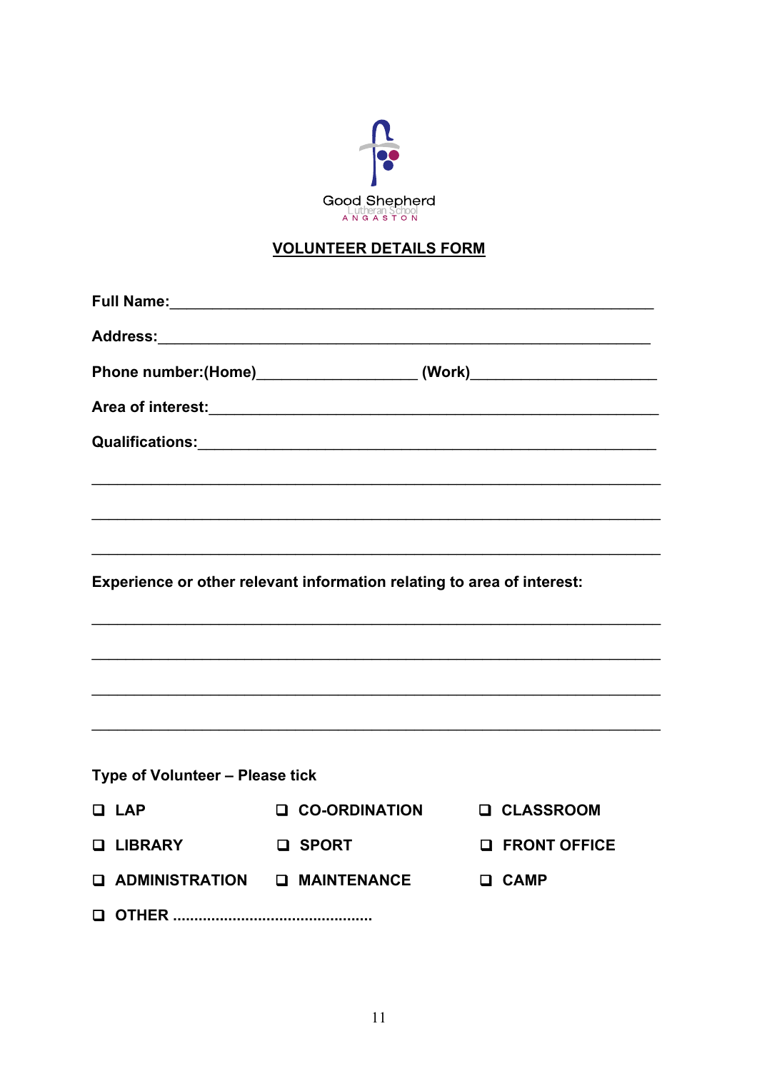Good Shepherd
Lutheran School
ANGASTON

## VOLUNTEER DETAILS FORM

**Full Name:**___________________________________________________________

**Address:**____________________________________________________________

**Phone number:(Home)**___________________ **(Work)**______________________

**Area of interest:**______________________________________________________

**Qualifications:**_______________________________________________________

_________________________________________________________________________

_________________________________________________________________________

_________________________________________________________________________

**Experience or other relevant information relating to area of interest:**

_________________________________________________________________________

_________________________________________________________________________

_________________________________________________________________________

_________________________________________________________________________

**Type of Volunteer – Please tick**

- ❑ **LAP**
- ❑ **CO-ORDINATION**
- ❑ **CLASSROOM**
- ❑ **LIBRARY**
- ❑ **SPORT**
- ❑ **FRONT OFFICE**
- ❑ **ADMINISTRATION**
- ❑ **MAINTENANCE**
- ❑ **CAMP**
- ❑ **OTHER ..............................................**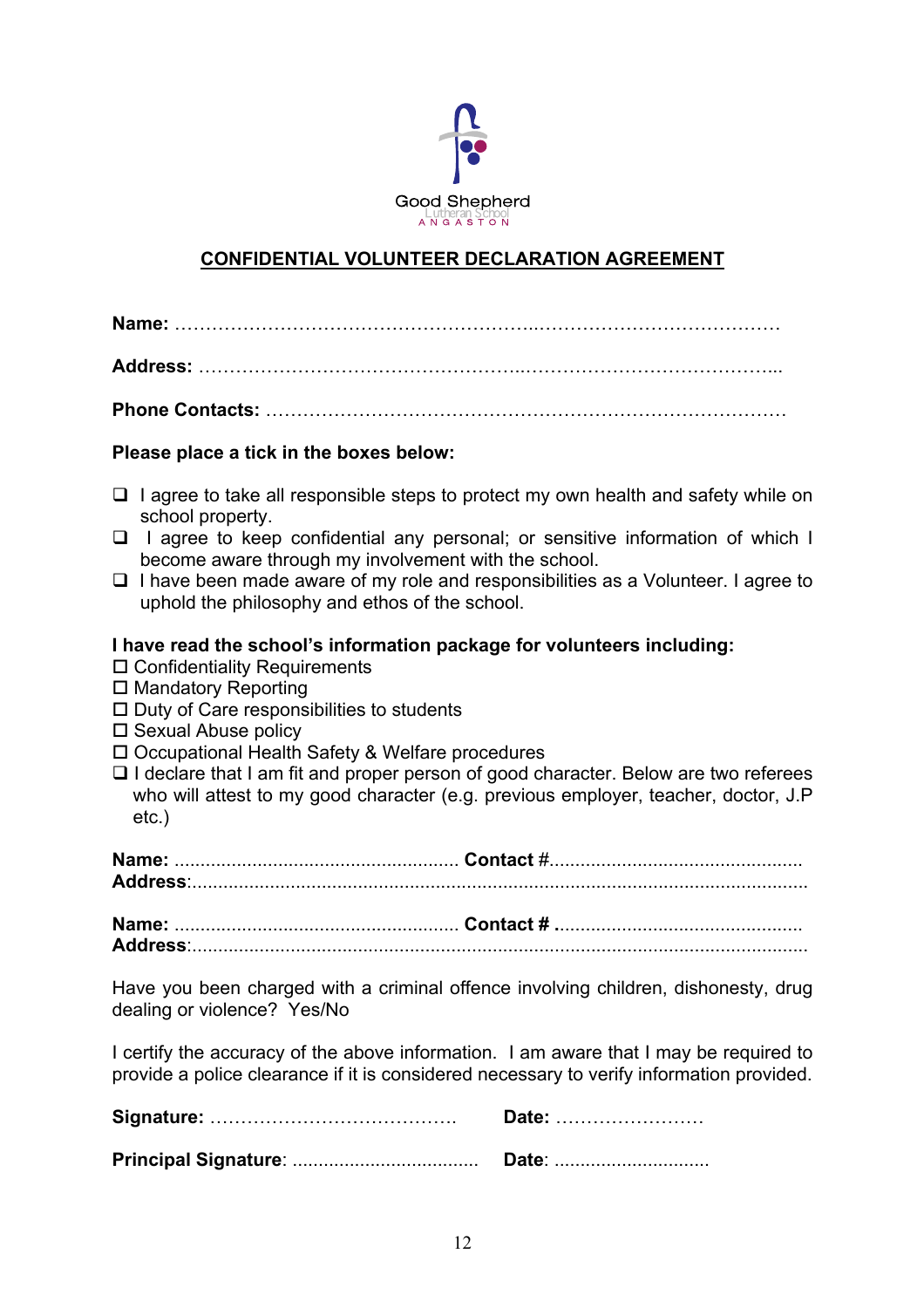Good Shepherd
Lutheran School
ANGASTON

## CONFIDENTIAL VOLUNTEER DECLARATION AGREEMENT

**Name:** ……………………………………………………..…………………………………

**Address:** ……………………………………………..…………………………………...

**Phone Contacts:** …………………………………………………………………………

**Please place a tick in the boxes below:**

- ❑ I agree to take all responsible steps to protect my own health and safety while on school property.
- ❑ I agree to keep confidential any personal; or sensitive information of which I become aware through my involvement with the school.
- ❑ I have been made aware of my role and responsibilities as a Volunteer. I agree to uphold the philosophy and ethos of the school.

**I have read the school's information package for volunteers including:**

- ☐ Confidentiality Requirements
- ☐ Mandatory Reporting
- ☐ Duty of Care responsibilities to students
- ☐ Sexual Abuse policy
- ☐ Occupational Health Safety & Welfare procedures
- ❑ I declare that I am fit and proper person of good character. Below are two referees who will attest to my good character (e.g. previous employer, teacher, doctor, J.P etc.)

**Name:** ...................................................... **Contact #**................................................
**Address**:......................................................................................................................

**Name:** ...................................................... **Contact #** ...............................................
**Address**:......................................................................................................................

Have you been charged with a criminal offence involving children, dishonesty, drug dealing or violence? Yes/No

I certify the accuracy of the above information. I am aware that I may be required to provide a police clearance if it is considered necessary to verify information provided.

**Signature:** …………………………………. **Date:** ……………………

**Principal Signature**: .................................... **Date**: .............................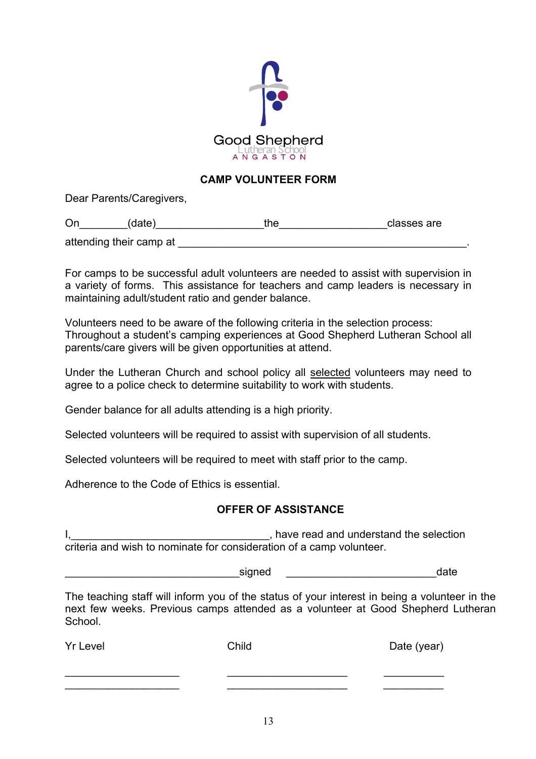Good Shepherd
Lutheran School
ANGASTON

## CAMP VOLUNTEER FORM

Dear Parents/Caregivers,

On________(date)__________________the_________________classes are attending their camp at _______________________________________________.

For camps to be successful adult volunteers are needed to assist with supervision in a variety of forms. This assistance for teachers and camp leaders is necessary in maintaining adult/student ratio and gender balance.

Volunteers need to be aware of the following criteria in the selection process:
Throughout a student's camping experiences at Good Shepherd Lutheran School all parents/care givers will be given opportunities at attend.

Under the Lutheran Church and school policy all <u>selected</u> volunteers may need to agree to a police check to determine suitability to work with students.

Gender balance for all adults attending is a high priority.

Selected volunteers will be required to assist with supervision of all students.

Selected volunteers will be required to meet with staff prior to the camp.

Adherence to the Code of Ethics is essential.

## OFFER OF ASSISTANCE

I,_________________________________, have read and understand the selection criteria and wish to nominate for consideration of a camp volunteer.

_____________________________signed _________________________date

The teaching staff will inform you of the status of your interest in being a volunteer in the next few weeks. Previous camps attended as a volunteer at Good Shepherd Lutheran School.

| Yr Level | Child | Date (year) |
|---|---|---|
| ___________________ | ____________________ | __________ |
| ___________________ | ____________________ | __________ |